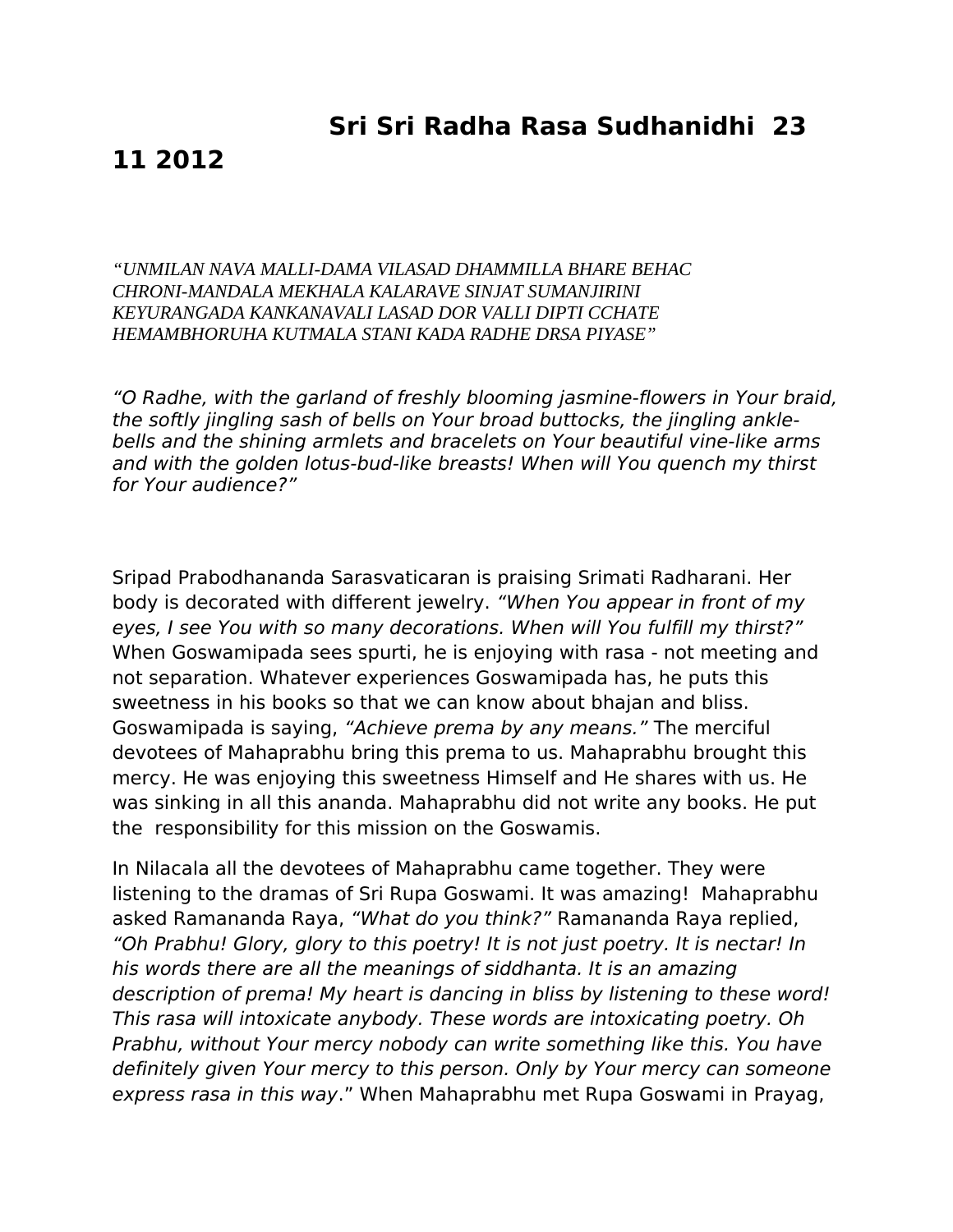# Sri Sri Radha Rasa Sudhanidhi 23 11 2012

*"UNMILAN NAVA MALLI-DAMA VILASAD DHAMMILLA BHARE BEHAC
CHRONI-MANDALA MEKHALA KALARAVE SINJAT SUMANJIRINI
KEYURANGADA KANKANAVALI LASAD DOR VALLI DIPTI CCHATE
HEMAMBHORUHA KUTMALA STANI KADA RADHE DRSA PIYASE"*

*"O Radhe, with the garland of freshly blooming jasmine-flowers in Your braid, the softly jingling sash of bells on Your broad buttocks, the jingling ankle-bells and the shining armlets and bracelets on Your beautiful vine-like arms and with the golden lotus-bud-like breasts! When will You quench my thirst for Your audience?"*

Sripad Prabodhananda Sarasvaticaran is praising Srimati Radharani. Her body is decorated with different jewelry. *"When You appear in front of my eyes, I see You with so many decorations. When will You fulfill my thirst?"* When Goswamipada sees spurti, he is enjoying with rasa - not meeting and not separation. Whatever experiences Goswamipada has, he puts this sweetness in his books so that we can know about bhajan and bliss. Goswamipada is saying, *"Achieve prema by any means."* The merciful devotees of Mahaprabhu bring this prema to us. Mahaprabhu brought this mercy. He was enjoying this sweetness Himself and He shares with us. He was sinking in all this ananda. Mahaprabhu did not write any books. He put the responsibility for this mission on the Goswamis.

In Nilacala all the devotees of Mahaprabhu came together. They were listening to the dramas of Sri Rupa Goswami. It was amazing! Mahaprabhu asked Ramananda Raya, *"What do you think?"* Ramananda Raya replied, *"Oh Prabhu! Glory, glory to this poetry! It is not just poetry. It is nectar! In his words there are all the meanings of siddhanta. It is an amazing description of prema! My heart is dancing in bliss by listening to these word! This rasa will intoxicate anybody. These words are intoxicating poetry. Oh Prabhu, without Your mercy nobody can write something like this. You have definitely given Your mercy to this person. Only by Your mercy can someone express rasa in this way*." When Mahaprabhu met Rupa Goswami in Prayag,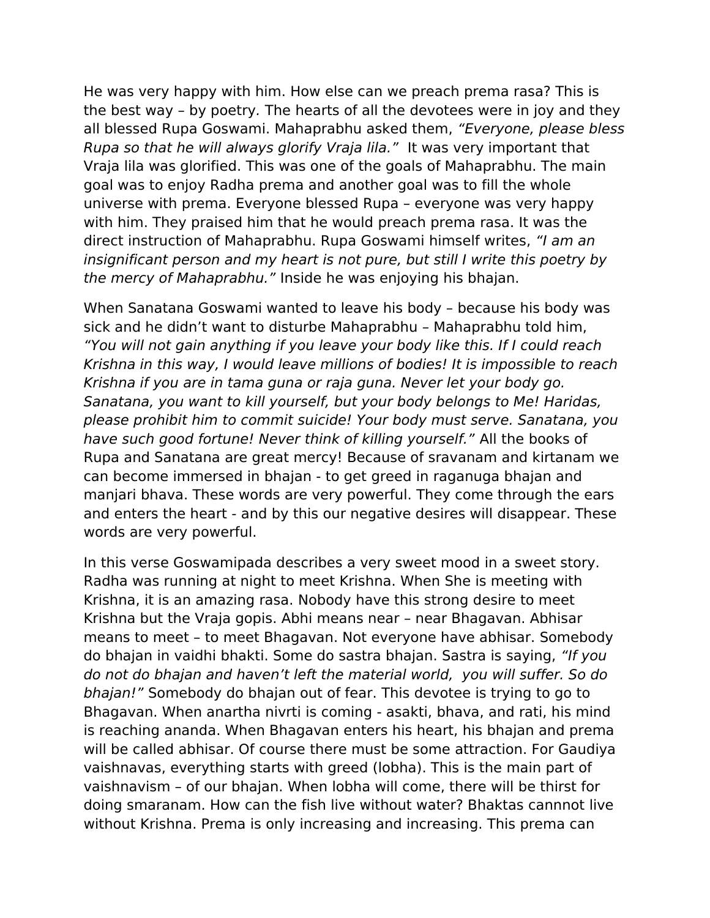He was very happy with him. How else can we preach prema rasa? This is the best way – by poetry. The hearts of all the devotees were in joy and they all blessed Rupa Goswami. Mahaprabhu asked them, *"Everyone, please bless Rupa so that he will always glorify Vraja lila."* It was very important that Vraja lila was glorified. This was one of the goals of Mahaprabhu. The main goal was to enjoy Radha prema and another goal was to fill the whole universe with prema. Everyone blessed Rupa – everyone was very happy with him. They praised him that he would preach prema rasa. It was the direct instruction of Mahaprabhu. Rupa Goswami himself writes, *"I am an insignificant person and my heart is not pure, but still I write this poetry by the mercy of Mahaprabhu."* Inside he was enjoying his bhajan.

When Sanatana Goswami wanted to leave his body – because his body was sick and he didn't want to disturb Mahaprabhu – Mahaprabhu told him, *"You will not gain anything if you leave your body like this. If I could reach Krishna in this way, I would leave millions of bodies! It is impossible to reach Krishna if you are in tama guna or raja guna. Never let your body go. Sanatana, you want to kill yourself, but your body belongs to Me! Haridas, please prohibit him to commit suicide! Your body must serve. Sanatana, you have such good fortune! Never think of killing yourself."* All the books of Rupa and Sanatana are great mercy! Because of sravanam and kirtanam we can become immersed in bhajan - to get greed in raganuga bhajan and manjari bhava. These words are very powerful. They come through the ears and enters the heart - and by this our negative desires will disappear. These words are very powerful.

In this verse Goswamipada describes a very sweet mood in a sweet story. Radha was running at night to meet Krishna. When She is meeting with Krishna, it is an amazing rasa. Nobody have this strong desire to meet Krishna but the Vraja gopis. Abhi means near – near Bhagavan. Abhisar means to meet – to meet Bhagavan. Not everyone have abhisar. Somebody do bhajan in vaidhi bhakti. Some do sastra bhajan. Sastra is saying, *"If you do not do bhajan and haven't left the material world, you will suffer. So do bhajan!"* Somebody do bhajan out of fear. This devotee is trying to go to Bhagavan. When anartha nivrti is coming - asakti, bhava, and rati, his mind is reaching ananda. When Bhagavan enters his heart, his bhajan and prema will be called abhisar. Of course there must be some attraction. For Gaudiya vaishnavas, everything starts with greed (lobha). This is the main part of vaishnavism – of our bhajan. When lobha will come, there will be thirst for doing smaranam. How can the fish live without water? Bhaktas cannnot live without Krishna. Prema is only increasing and increasing. This prema can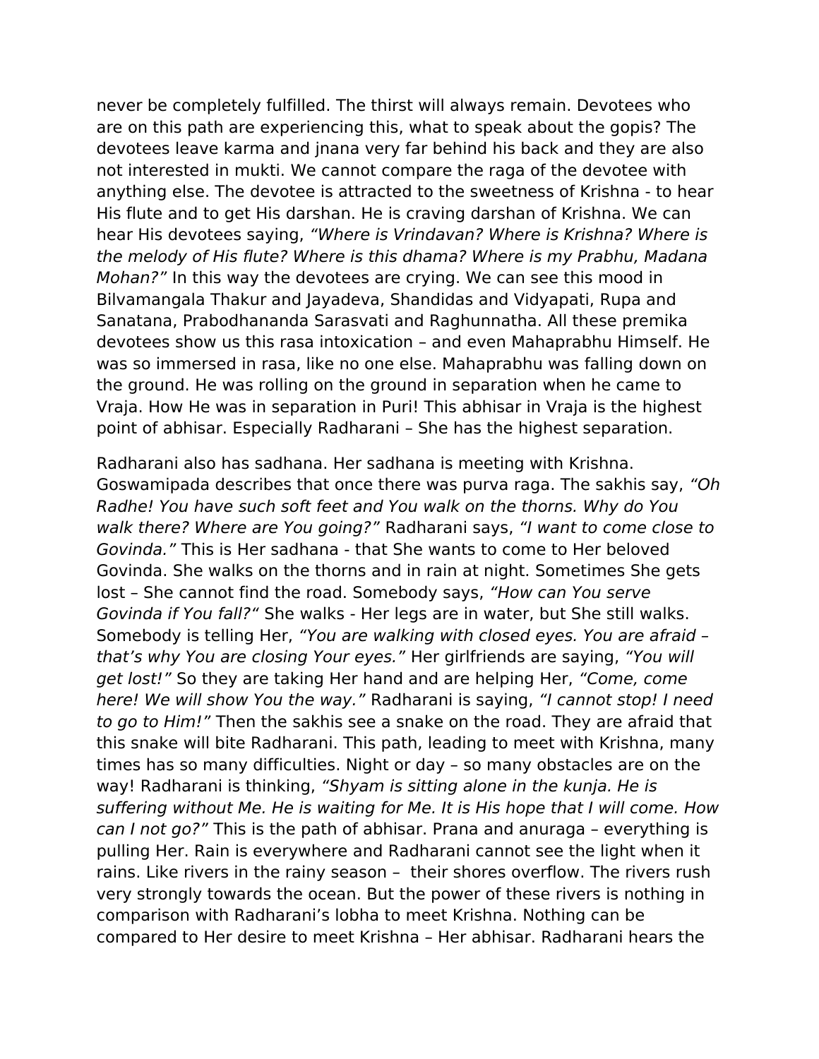never be completely fulfilled. The thirst will always remain. Devotees who are on this path are experiencing this, what to speak about the gopis? The devotees leave karma and jnana very far behind his back and they are also not interested in mukti. We cannot compare the raga of the devotee with anything else. The devotee is attracted to the sweetness of Krishna - to hear His flute and to get His darshan. He is craving darshan of Krishna. We can hear His devotees saying, *"Where is Vrindavan? Where is Krishna? Where is the melody of His flute? Where is this dhama? Where is my Prabhu, Madana Mohan?"* In this way the devotees are crying. We can see this mood in Bilvamangala Thakur and Jayadeva, Shandidas and Vidyapati, Rupa and Sanatana, Prabodhananda Sarasvati and Raghunnatha. All these premika devotees show us this rasa intoxication – and even Mahaprabhu Himself. He was so immersed in rasa, like no one else. Mahaprabhu was falling down on the ground. He was rolling on the ground in separation when he came to Vraja. How He was in separation in Puri! This abhisar in Vraja is the highest point of abhisar. Especially Radharani – She has the highest separation.

Radharani also has sadhana. Her sadhana is meeting with Krishna. Goswamipada describes that once there was purva raga. The sakhis say, *"Oh Radhe! You have such soft feet and You walk on the thorns. Why do You walk there? Where are You going?"* Radharani says, *"I want to come close to Govinda."* This is Her sadhana - that She wants to come to Her beloved Govinda. She walks on the thorns and in rain at night. Sometimes She gets lost – She cannot find the road. Somebody says, *"How can You serve Govinda if You fall?"* She walks - Her legs are in water, but She still walks. Somebody is telling Her, *"You are walking with closed eyes. You are afraid – that's why You are closing Your eyes."* Her girlfriends are saying, *"You will get lost!"* So they are taking Her hand and are helping Her, *"Come, come here! We will show You the way."* Radharani is saying, *"I cannot stop! I need to go to Him!"* Then the sakhis see a snake on the road. They are afraid that this snake will bite Radharani. This path, leading to meet with Krishna, many times has so many difficulties. Night or day – so many obstacles are on the way! Radharani is thinking, *"Shyam is sitting alone in the kunja. He is suffering without Me. He is waiting for Me. It is His hope that I will come. How can I not go?"* This is the path of abhisar. Prana and anuraga – everything is pulling Her. Rain is everywhere and Radharani cannot see the light when it rains. Like rivers in the rainy season – their shores overflow. The rivers rush very strongly towards the ocean. But the power of these rivers is nothing in comparison with Radharani's lobha to meet Krishna. Nothing can be compared to Her desire to meet Krishna – Her abhisar. Radharani hears the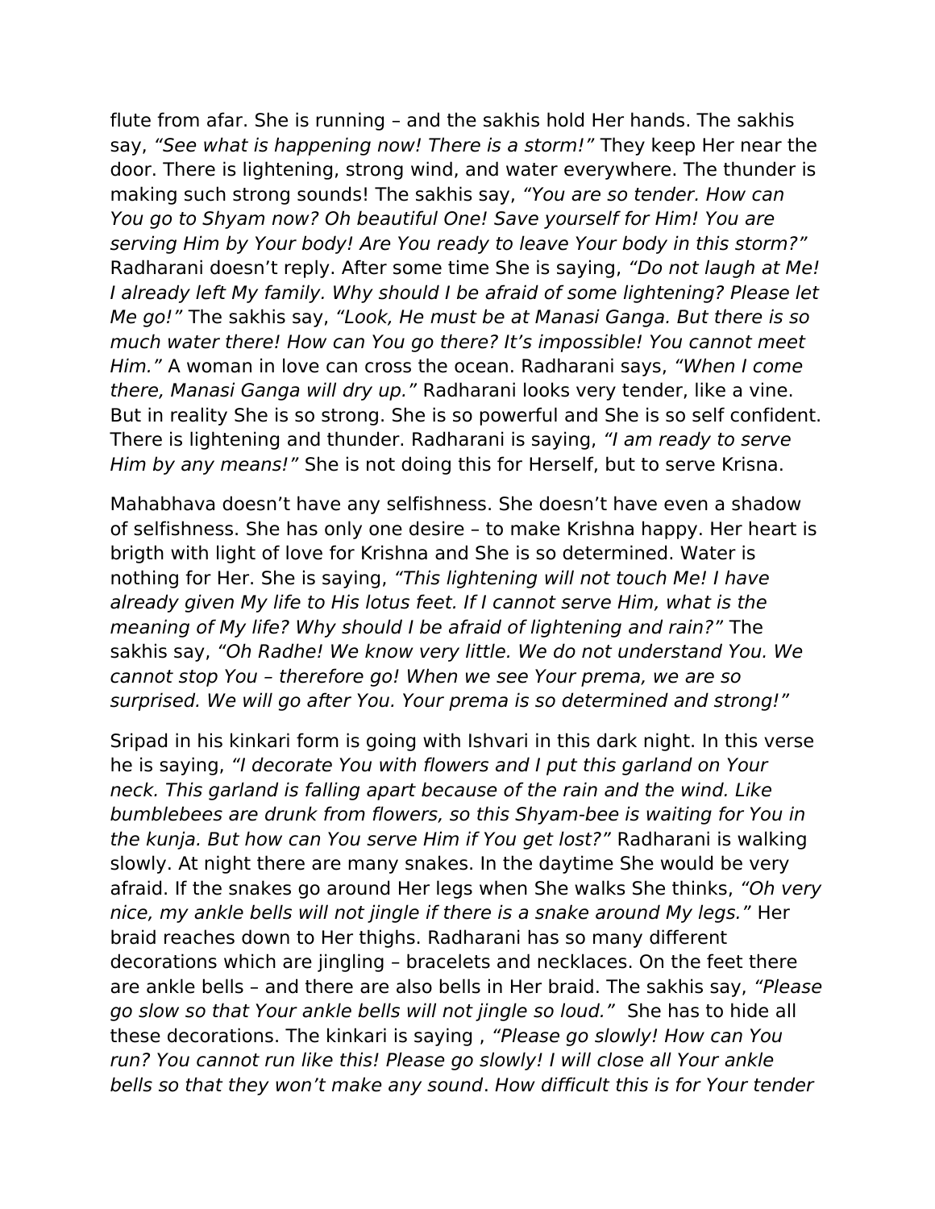flute from afar. She is running – and the sakhis hold Her hands. The sakhis say, *"See what is happening now! There is a storm!"* They keep Her near the door. There is lightening, strong wind, and water everywhere. The thunder is making such strong sounds! The sakhis say, *"You are so tender. How can You go to Shyam now? Oh beautiful One! Save yourself for Him! You are serving Him by Your body! Are You ready to leave Your body in this storm?"* Radharani doesn't reply. After some time She is saying, *"Do not laugh at Me! I already left My family. Why should I be afraid of some lightening? Please let Me go!"* The sakhis say, *"Look, He must be at Manasi Ganga. But there is so much water there! How can You go there? It's impossible! You cannot meet Him."* A woman in love can cross the ocean. Radharani says, *"When I come there, Manasi Ganga will dry up."* Radharani looks very tender, like a vine. But in reality She is so strong. She is so powerful and She is so self confident. There is lightening and thunder. Radharani is saying, *"I am ready to serve Him by any means!"* She is not doing this for Herself, but to serve Krisna.

Mahabhava doesn't have any selfishness. She doesn't have even a shadow of selfishness. She has only one desire – to make Krishna happy. Her heart is brigth with light of love for Krishna and She is so determined. Water is nothing for Her. She is saying, *"This lightening will not touch Me! I have already given My life to His lotus feet. If I cannot serve Him, what is the meaning of My life? Why should I be afraid of lightening and rain?"* The sakhis say, *"Oh Radhe! We know very little. We do not understand You. We cannot stop You – therefore go! When we see Your prema, we are so surprised. We will go after You. Your prema is so determined and strong!"*

Sripad in his kinkari form is going with Ishvari in this dark night. In this verse he is saying, *"I decorate You with flowers and I put this garland on Your neck. This garland is falling apart because of the rain and the wind. Like bumblebees are drunk from flowers, so this Shyam-bee is waiting for You in the kunja. But how can You serve Him if You get lost?"* Radharani is walking slowly. At night there are many snakes. In the daytime She would be very afraid. If the snakes go around Her legs when She walks She thinks, *"Oh very nice, my ankle bells will not jingle if there is a snake around My legs."* Her braid reaches down to Her thighs. Radharani has so many different decorations which are jingling – bracelets and necklaces. On the feet there are ankle bells – and there are also bells in Her braid. The sakhis say, *"Please go slow so that Your ankle bells will not jingle so loud."* She has to hide all these decorations. The kinkari is saying , *"Please go slowly! How can You run? You cannot run like this! Please go slowly! I will close all Your ankle bells so that they won't make any sound. How difficult this is for Your tender*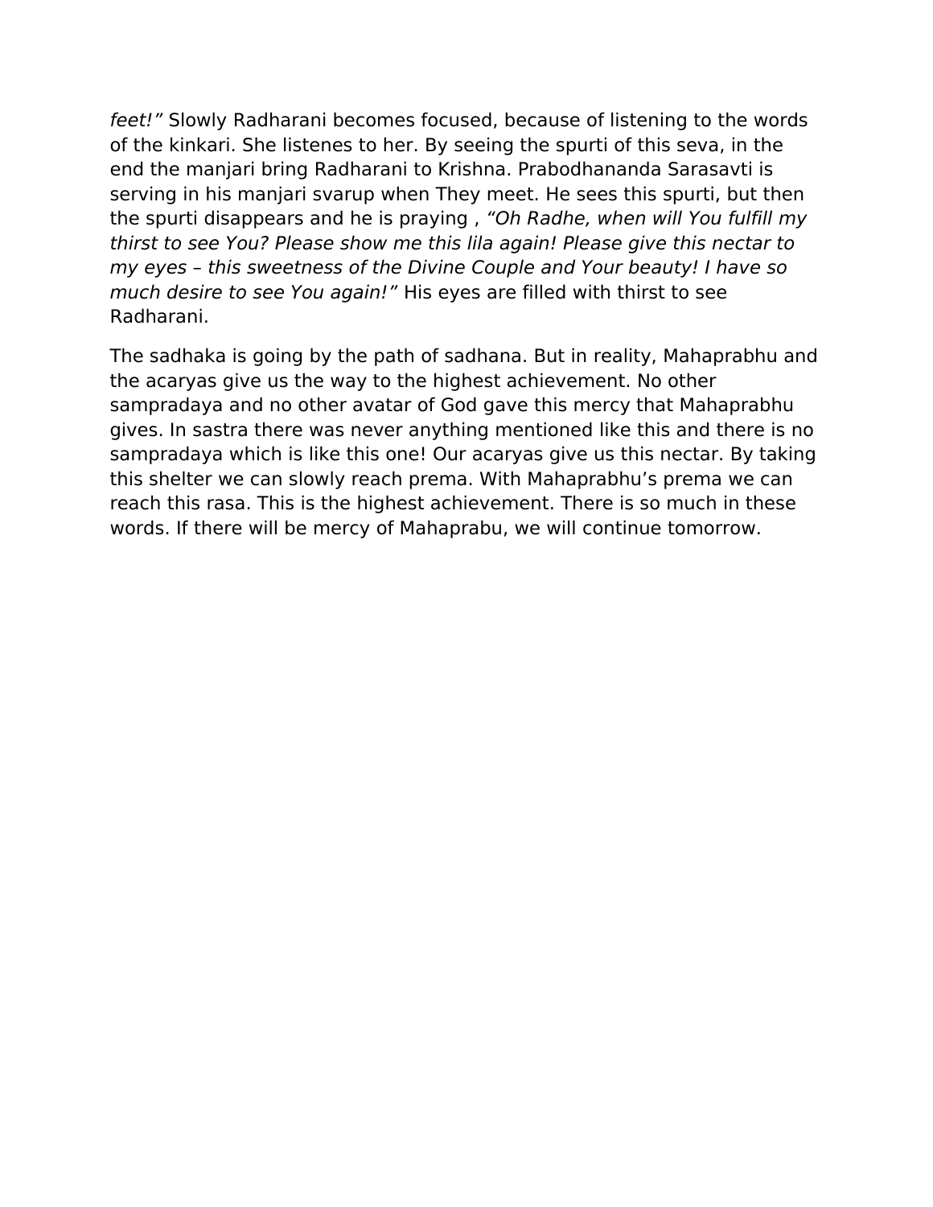*feet!"* Slowly Radharani becomes focused, because of listening to the words of the kinkari. She listenes to her. By seeing the spurti of this seva, in the end the manjari bring Radharani to Krishna. Prabodhananda Sarasavti is serving in his manjari svarup when They meet. He sees this spurti, but then the spurti disappears and he is praying , *"Oh Radhe, when will You fulfill my thirst to see You? Please show me this lila again! Please give this nectar to my eyes – this sweetness of the Divine Couple and Your beauty! I have so much desire to see You again!"* His eyes are filled with thirst to see Radharani.

The sadhaka is going by the path of sadhana. But in reality, Mahaprabhu and the acaryas give us the way to the highest achievement. No other sampradaya and no other avatar of God gave this mercy that Mahaprabhu gives. In sastra there was never anything mentioned like this and there is no sampradaya which is like this one! Our acaryas give us this nectar. By taking this shelter we can slowly reach prema. With Mahaprabhu's prema we can reach this rasa. This is the highest achievement. There is so much in these words. If there will be mercy of Mahaprabu, we will continue tomorrow.